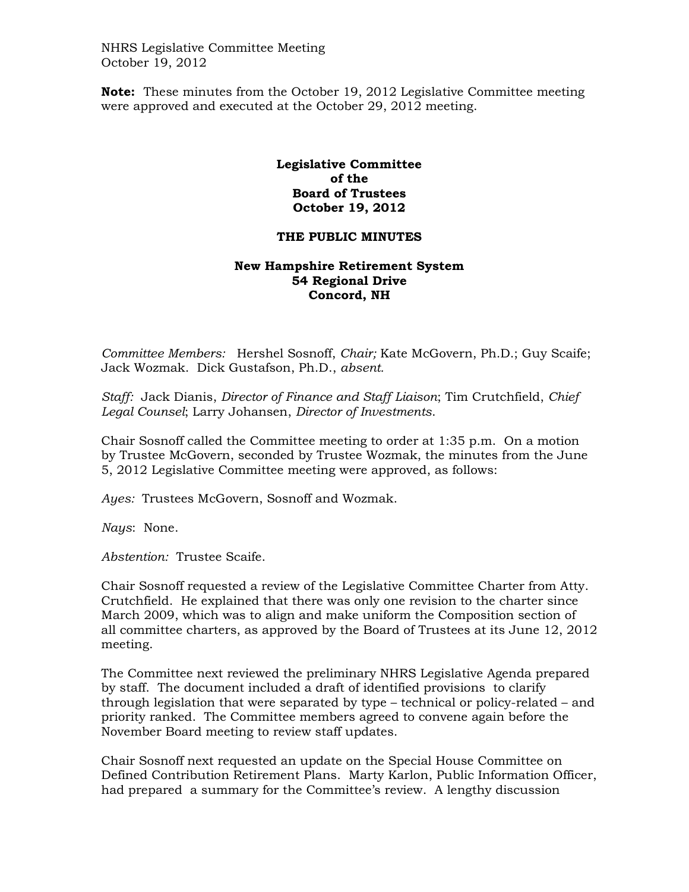NHRS Legislative Committee Meeting
October 19, 2012

**Note:** These minutes from the October 19, 2012 Legislative Committee meeting were approved and executed at the October 29, 2012 meeting.

**Legislative Committee**
**of the**
**Board of Trustees**
**October 19, 2012**

**THE PUBLIC MINUTES**

**New Hampshire Retirement System**
**54 Regional Drive**
**Concord, NH**

*Committee Members:* Hershel Sosnoff, *Chair;* Kate McGovern, Ph.D.; Guy Scaife; Jack Wozmak. Dick Gustafson, Ph.D., *absent.*

*Staff:* Jack Dianis, *Director of Finance and Staff Liaison*; Tim Crutchfield, *Chief Legal Counsel*; Larry Johansen, *Director of Investments*.

Chair Sosnoff called the Committee meeting to order at 1:35 p.m. On a motion by Trustee McGovern, seconded by Trustee Wozmak, the minutes from the June 5, 2012 Legislative Committee meeting were approved, as follows:

*Ayes:* Trustees McGovern, Sosnoff and Wozmak.

*Nays*: None.

*Abstention:* Trustee Scaife.

Chair Sosnoff requested a review of the Legislative Committee Charter from Atty. Crutchfield. He explained that there was only one revision to the charter since March 2009, which was to align and make uniform the Composition section of all committee charters, as approved by the Board of Trustees at its June 12, 2012 meeting.

The Committee next reviewed the preliminary NHRS Legislative Agenda prepared by staff. The document included a draft of identified provisions to clarify through legislation that were separated by type – technical or policy-related – and priority ranked. The Committee members agreed to convene again before the November Board meeting to review staff updates.

Chair Sosnoff next requested an update on the Special House Committee on Defined Contribution Retirement Plans. Marty Karlon, Public Information Officer, had prepared a summary for the Committee's review. A lengthy discussion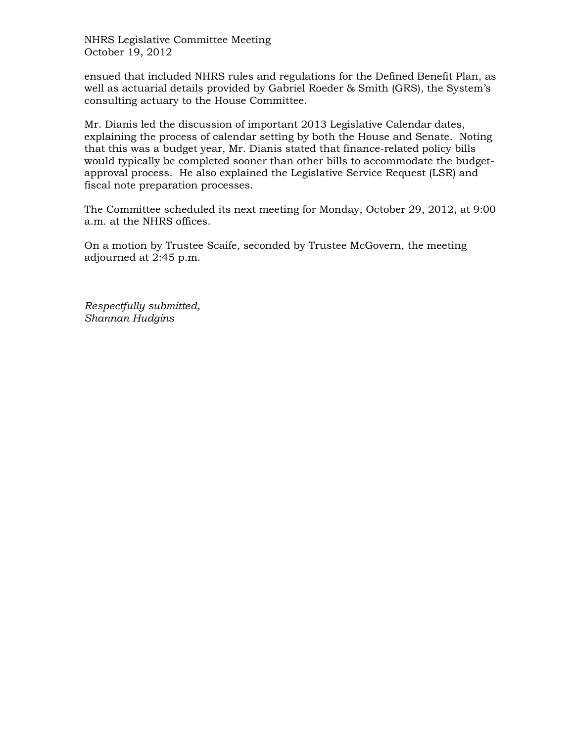ensued that included NHRS rules and regulations for the Defined Benefit Plan, as well as actuarial details provided by Gabriel Roeder & Smith (GRS), the System's consulting actuary to the House Committee.

Mr. Dianis led the discussion of important 2013 Legislative Calendar dates, explaining the process of calendar setting by both the House and Senate. Noting that this was a budget year, Mr. Dianis stated that finance-related policy bills would typically be completed sooner than other bills to accommodate the budget-approval process. He also explained the Legislative Service Request (LSR) and fiscal note preparation processes.

The Committee scheduled its next meeting for Monday, October 29, 2012, at 9:00 a.m. at the NHRS offices.

On a motion by Trustee Scaife, seconded by Trustee McGovern, the meeting adjourned at 2:45 p.m.

*Respectfully submitted,*
*Shannan Hudgins*